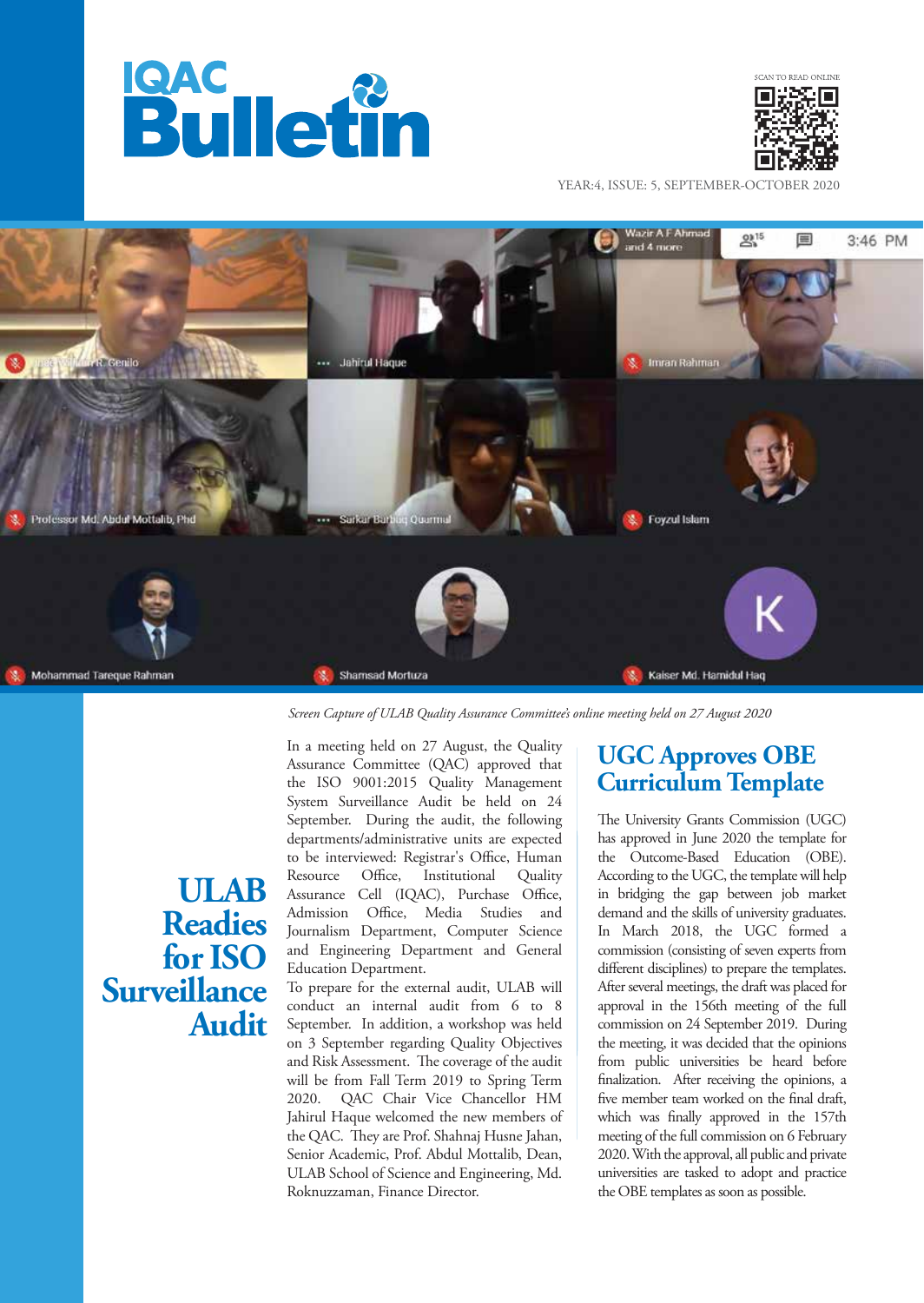# IQAC Bulletin

SCAN TO READ ONLINE

YEAR:4, ISSUE: 5, SEPTEMBER-OCTOBER 2020

*Screen Capture of ULAB Quality Assurance Committee's online meeting held on 27 August 2020*

## ULAB Readies for ISO Surveillance Audit

In a meeting held on 27 August, the Quality Assurance Committee (QAC) approved that the ISO 9001:2015 Quality Management System Surveillance Audit be held on 24 September. During the audit, the following departments/administrative units are expected to be interviewed: Registrar's Office, Human Resource Office, Institutional Quality Assurance Cell (IQAC), Purchase Office, Admission Office, Media Studies and Journalism Department, Computer Science and Engineering Department and General Education Department.

To prepare for the external audit, ULAB will conduct an internal audit from 6 to 8 September. In addition, a workshop was held on 3 September regarding Quality Objectives and Risk Assessment. The coverage of the audit will be from Fall Term 2019 to Spring Term 2020. QAC Chair Vice Chancellor HM Jahirul Haque welcomed the new members of the QAC. They are Prof. Shahnaj Husne Jahan, Senior Academic, Prof. Abdul Mottalib, Dean, ULAB School of Science and Engineering, Md. Roknuzzaman, Finance Director.

## UGC Approves OBE Curriculum Template

The University Grants Commission (UGC) has approved in June 2020 the template for the Outcome-Based Education (OBE). According to the UGC, the template will help in bridging the gap between job market demand and the skills of university graduates. In March 2018, the UGC formed a commission (consisting of seven experts from different disciplines) to prepare the templates. After several meetings, the draft was placed for approval in the 156th meeting of the full commission on 24 September 2019. During the meeting, it was decided that the opinions from public universities be heard before finalization. After receiving the opinions, a five member team worked on the final draft, which was finally approved in the 157th meeting of the full commission on 6 February 2020. With the approval, all public and private universities are tasked to adopt and practice the OBE templates as soon as possible.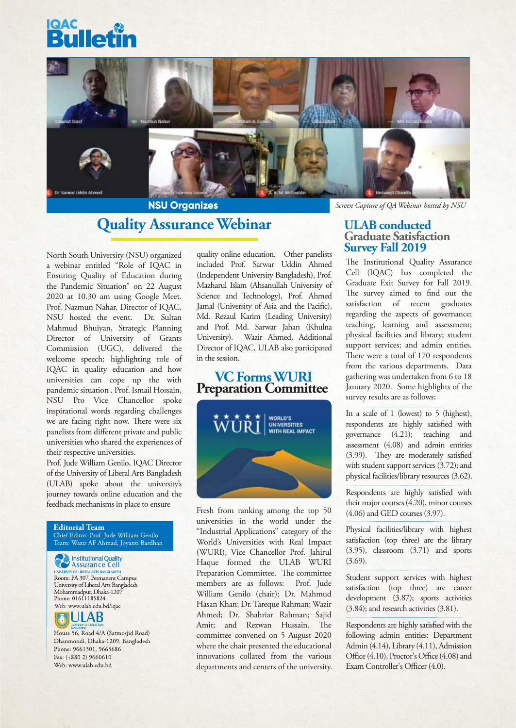# IQAC Bulletin

NSU Organizes

*Screen Capture of QA Webinar hosted by NSU*

## Quality Assurance Webinar

North South University (NSU) organized a webinar entitled "Role of IQAC in Ensuring Quality of Education during the Pandemic Situation" on 22 August 2020 at 10.30 am using Google Meet. Prof. Nazmun Nahar, Director of IQAC, NSU hosted the event. Dr. Sultan Mahmud Bhuiyan, Strategic Planning Director of University of Grants Commission (UGC), delivered the welcome speech; highlighting role of IQAC in quality education and how universities can cope up the with pandemic situation . Prof. Ismail Hossain, NSU Pro Vice Chancellor spoke inspirational words regarding challenges we are facing right now. There were six panelists from different private and public universities who shared the experiences of their respective universities.

Prof. Jude William Genilo, IQAC Director of the University of Liberal Arts Bangladesh (ULAB) spoke about the university's journey towards online education and the feedback mechanisms in place to ensure quality online education. Other panelists included Prof. Sarwar Uddin Ahmed (Independent University Bangladesh), Prof. Mazharul Islam (Ahsanullah University of Science and Technology), Prof. Ahmed Jamal (University of Asia and the Pacific), Md. Rezaul Karim (Leading University) and Prof. Md. Sarwar Jahan (Khulna University). Wazir Ahmed, Additional Director of IQAC, ULAB also participated in the session.

## VC Forms WURI Preparation Committee

WURI — WORLD'S UNIVERSITIES WITH REAL IMPACT

Fresh from ranking among the top 50 universities in the world under the "Industrial Applications" category of the World's Universities with Real Impact (WURI), Vice Chancellor Prof. Jahirul Haque formed the ULAB WURI Preparation Committee. The committee members are as follows: Prof. Jude William Genilo (chair); Dr. Mahmud Hasan Khan; Dr. Tareque Rahman; Wazir Ahmed; Dr. Shahriar Rahman; Sajid Amit; and Rezwan Hussain. The committee convened on 5 August 2020 where the chair presented the educational innovations collated from the various departments and centers of the university.

## ULAB conducted Graduate Satisfaction Survey Fall 2019

The Institutional Quality Assurance Cell (IQAC) has completed the Graduate Exit Survey for Fall 2019. The survey aimed to find out the satisfaction of recent graduates regarding the aspects of governance; teaching, learning and assessment; physical facilities and library; student support services; and admin entities. There were a total of 170 respondents from the various departments. Data gathering was undertaken from 6 to 18 January 2020. Some highlights of the survey results are as follows:

In a scale of 1 (lowest) to 5 (highest), respondents are highly satisfied with governance (4.21); teaching and assessment (4.08) and admin entities (3.99). They are moderately satisfied with student support services (3.72); and physical facilities/library resources (3.62).

Respondents are highly satisfied with their major courses (4.20), minor courses (4.06) and GED courses (3.97).

Physical facilities/library with highest satisfaction (top three) are the library (3.95), classroom (3.71) and sports (3.69).

Student support services with highest satisfaction (top three) are career development (3.87); sports activities (3.84); and research activities (3.81).

Respondents are highly satisfied with the following admin entities: Department Admin (4.14), Library (4.11), Admission Office (4.10), Proctor's Office (4.08) and Exam Controller's Officer (4.0).

**Editorial Team**
Chief Editor: Prof. Jude William Genilo
Team: Wazir AF Ahmad, Joyanti Bardhan

Institutional Quality Assurance Cell
UNIVERSITY OF LIBERAL ARTS BANGLADESH
Room: PA 307, Permanent Campus
University of Liberal Arts Bangladesh
Mohammadpur, Dhaka-1207
Phone: 01611185824
Web: www.ulab.edu.bd/iqac

ULAB
UNIVERSITY OF LIBERAL ARTS BANGLADESH
House 56, Road 4/A (Satmosjid Road)
Dhanmondi, Dhaka-1209, Bangladesh
Phone: 9661301, 9665686
Fax: (+880 2) 9660610
Web: www.ulab.edu.bd